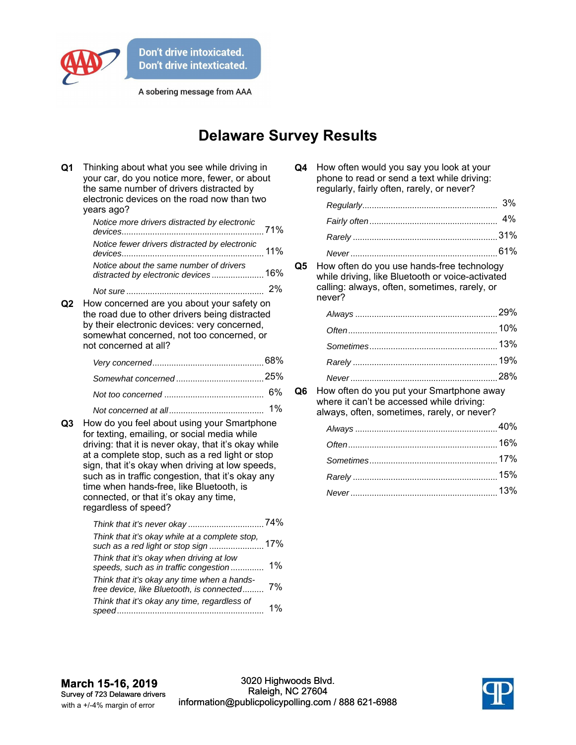Don't drive intoxicated.
Don't drive intexticated.

A sobering message from AAA

# Delaware Survey Results

**Q1** Thinking about what you see while driving in your car, do you notice more, fewer, or about the same number of drivers distracted by electronic devices on the road now than two years ago?

| | |
|---|---|
| *Notice more drivers distracted by electronic devices* | 71% |
| *Notice fewer drivers distracted by electronic devices* | 11% |
| *Notice about the same number of drivers distracted by electronic devices* | 16% |
| *Not sure* | 2% |

**Q2** How concerned are you about your safety on the road due to other drivers being distracted by their electronic devices: very concerned, somewhat concerned, not too concerned, or not concerned at all?

| | |
|---|---|
| *Very concerned* | 68% |
| *Somewhat concerned* | 25% |
| *Not too concerned* | 6% |
| *Not concerned at all* | 1% |

**Q3** How do you feel about using your Smartphone for texting, emailing, or social media while driving: that it is never okay, that it's okay while at a complete stop, such as a red light or stop sign, that it's okay when driving at low speeds, such as in traffic congestion, that it's okay any time when hands-free, like Bluetooth, is connected, or that it's okay any time, regardless of speed?

| | |
|---|---|
| *Think that it's never okay* | 74% |
| *Think that it's okay while at a complete stop, such as a red light or stop sign* | 17% |
| *Think that it's okay when driving at low speeds, such as in traffic congestion* | 1% |
| *Think that it's okay any time when a hands-free device, like Bluetooth, is connected* | 7% |
| *Think that it's okay any time, regardless of speed* | 1% |

**Q4** How often would you say you look at your phone to read or send a text while driving: regularly, fairly often, rarely, or never?

| | |
|---|---|
| *Regularly* | 3% |
| *Fairly often* | 4% |
| *Rarely* | 31% |
| *Never* | 61% |

**Q5** How often do you use hands-free technology while driving, like Bluetooth or voice-activated calling: always, often, sometimes, rarely, or never?

| | |
|---|---|
| *Always* | 29% |
| *Often* | 10% |
| *Sometimes* | 13% |
| *Rarely* | 19% |
| *Never* | 28% |

**Q6** How often do you put your Smartphone away where it can't be accessed while driving: always, often, sometimes, rarely, or never?

| | |
|---|---|
| *Always* | 40% |
| *Often* | 16% |
| *Sometimes* | 17% |
| *Rarely* | 15% |
| *Never* | 13% |

**March 15-16, 2019**
Survey of 723 Delaware drivers
with a +/-4% margin of error

3020 Highwoods Blvd.
Raleigh, NC 27604
information@publicpolicypolling.com / 888 621-6988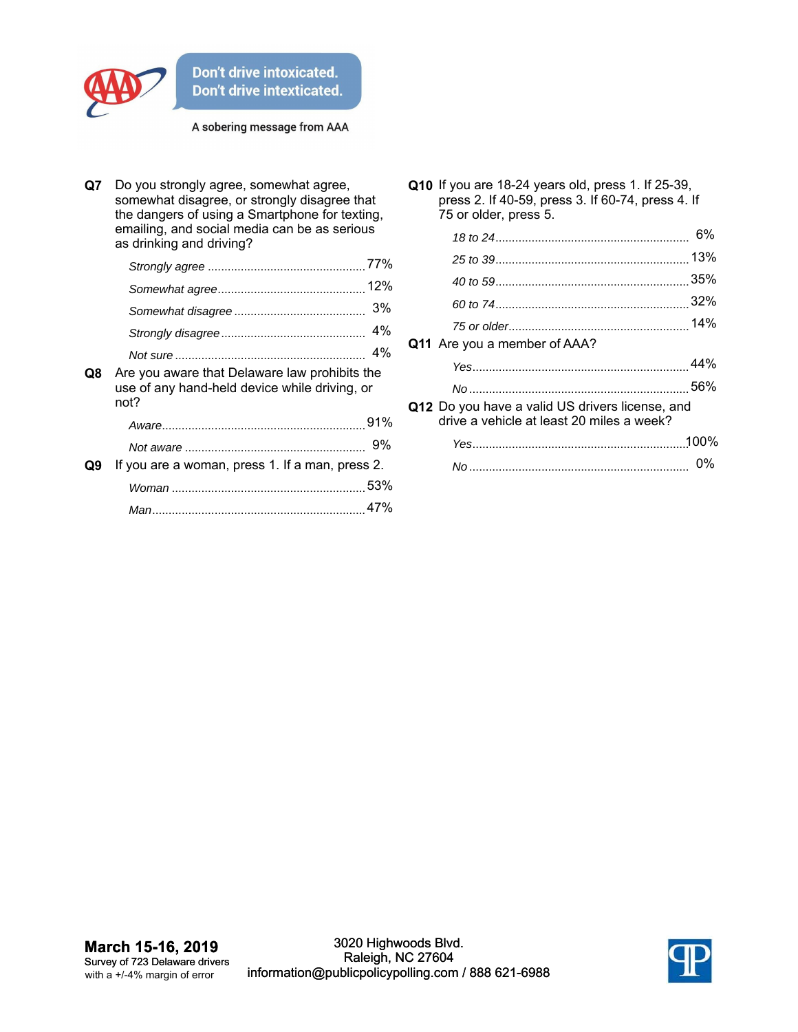Don't drive intoxicated.
Don't drive intexticated.

A sobering message from AAA

**Q7** Do you strongly agree, somewhat agree, somewhat disagree, or strongly disagree that the dangers of using a Smartphone for texting, emailing, and social media can be as serious as drinking and driving?

| | |
|---|---|
| *Strongly agree* | 77% |
| *Somewhat agree* | 12% |
| *Somewhat disagree* | 3% |
| *Strongly disagree* | 4% |
| *Not sure* | 4% |

**Q8** Are you aware that Delaware law prohibits the use of any hand-held device while driving, or not?

| | |
|---|---|
| *Aware* | 91% |
| *Not aware* | 9% |

**Q9** If you are a woman, press 1. If a man, press 2.

| | |
|---|---|
| *Woman* | 53% |
| *Man* | 47% |

**Q10** If you are 18-24 years old, press 1. If 25-39, press 2. If 40-59, press 3. If 60-74, press 4. If 75 or older, press 5.

| | |
|---|---|
| *18 to 24* | 6% |
| *25 to 39* | 13% |
| *40 to 59* | 35% |
| *60 to 74* | 32% |
| *75 or older* | 14% |

**Q11** Are you a member of AAA?

| | |
|---|---|
| *Yes* | 44% |
| *No* | 56% |

**Q12** Do you have a valid US drivers license, and drive a vehicle at least 20 miles a week?

| | |
|---|---|
| *Yes* | 100% |
| *No* | 0% |

**March 15-16, 2019**
Survey of 723 Delaware drivers
with a +/-4% margin of error

3020 Highwoods Blvd.
Raleigh, NC 27604
information@publicpolicypolling.com / 888 621-6988